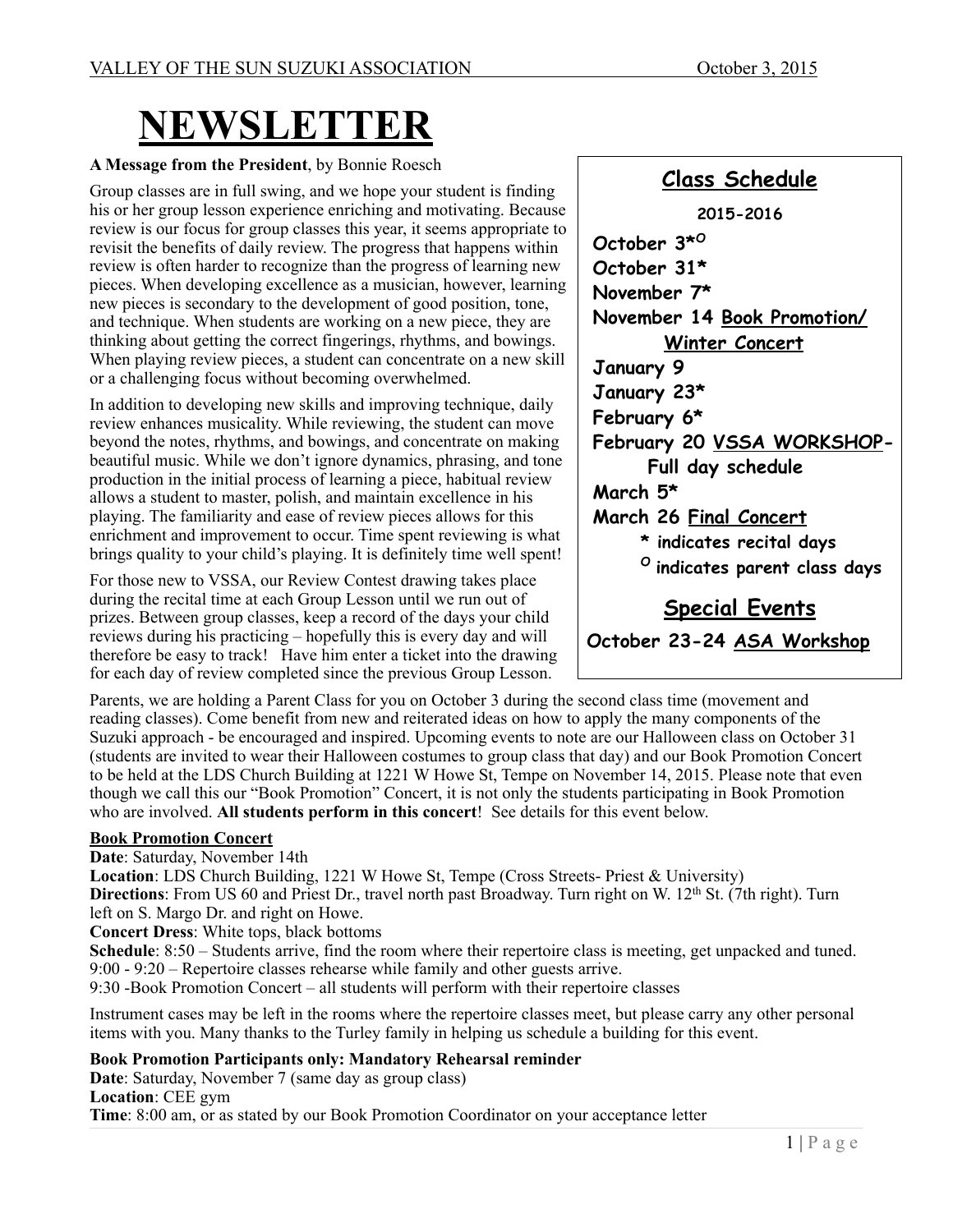VALLEY OF THE SUN SUZUKI ASSOCIATION October 3, 2015

# NEWSLETTER

**A Message from the President**, by Bonnie Roesch

Group classes are in full swing, and we hope your student is finding his or her group lesson experience enriching and motivating. Because review is our focus for group classes this year, it seems appropriate to revisit the benefits of daily review. The progress that happens within review is often harder to recognize than the progress of learning new pieces. When developing excellence as a musician, however, learning new pieces is secondary to the development of good position, tone, and technique. When students are working on a new piece, they are thinking about getting the correct fingerings, rhythms, and bowings. When playing review pieces, a student can concentrate on a new skill or a challenging focus without becoming overwhelmed.

In addition to developing new skills and improving technique, daily review enhances musicality. While reviewing, the student can move beyond the notes, rhythms, and bowings, and concentrate on making beautiful music. While we don't ignore dynamics, phrasing, and tone production in the initial process of learning a piece, habitual review allows a student to master, polish, and maintain excellence in his playing. The familiarity and ease of review pieces allows for this enrichment and improvement to occur. Time spent reviewing is what brings quality to your child's playing. It is definitely time well spent!

For those new to VSSA, our Review Contest drawing takes place during the recital time at each Group Lesson until we run out of prizes. Between group classes, keep a record of the days your child reviews during his practicing – hopefully this is every day and will therefore be easy to track! Have him enter a ticket into the drawing for each day of review completed since the previous Group Lesson.

## Class Schedule

**2015-2016**

**October 3*[O]**
**October 31***
**November 7***
**November 14 Book Promotion/ Winter Concert**
**January 9**
**January 23***
**February 6***
**February 20 VSSA WORKSHOP- Full day schedule**
**March 5***
**March 26 Final Concert**

**\* indicates recital days**
**[O] indicates parent class days**

## Special Events

**October 23-24 ASA Workshop**

Parents, we are holding a Parent Class for you on October 3 during the second class time (movement and reading classes). Come benefit from new and reiterated ideas on how to apply the many components of the Suzuki approach - be encouraged and inspired. Upcoming events to note are our Halloween class on October 31 (students are invited to wear their Halloween costumes to group class that day) and our Book Promotion Concert to be held at the LDS Church Building at 1221 W Howe St, Tempe on November 14, 2015. Please note that even though we call this our "Book Promotion" Concert, it is not only the students participating in Book Promotion who are involved. **All students perform in this concert**! See details for this event below.

**Book Promotion Concert**

**Date**: Saturday, November 14th
**Location**: LDS Church Building, 1221 W Howe St, Tempe (Cross Streets- Priest & University)
**Directions**: From US 60 and Priest Dr., travel north past Broadway. Turn right on W. 12th St. (7th right). Turn left on S. Margo Dr. and right on Howe.
**Concert Dress**: White tops, black bottoms
**Schedule**: 8:50 – Students arrive, find the room where their repertoire class is meeting, get unpacked and tuned.
9:00 - 9:20 – Repertoire classes rehearse while family and other guests arrive.
9:30 -Book Promotion Concert – all students will perform with their repertoire classes

Instrument cases may be left in the rooms where the repertoire classes meet, but please carry any other personal items with you. Many thanks to the Turley family in helping us schedule a building for this event.

**Book Promotion Participants only: Mandatory Rehearsal reminder**
**Date**: Saturday, November 7 (same day as group class)
**Location**: CEE gym
**Time**: 8:00 am, or as stated by our Book Promotion Coordinator on your acceptance letter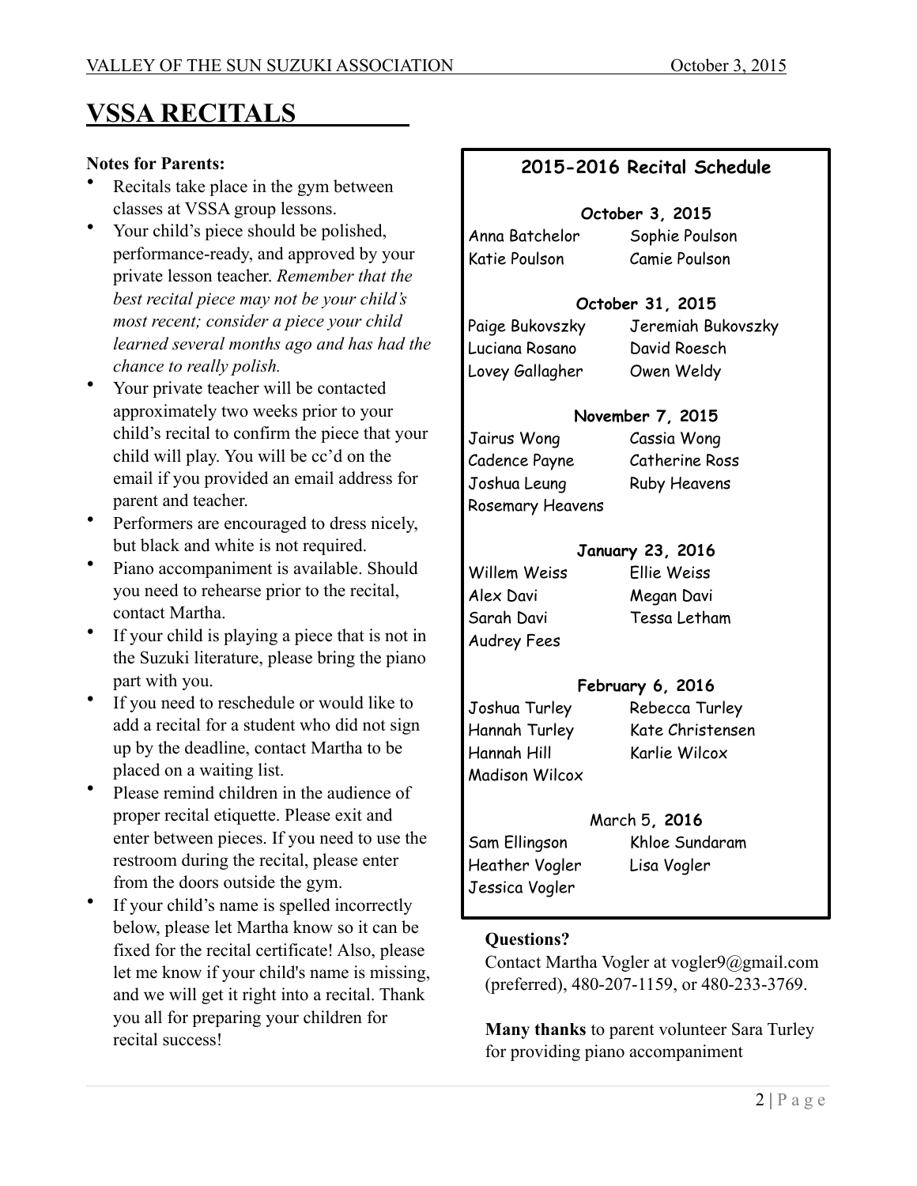# VSSA RECITALS

**Notes for Parents:**

- Recitals take place in the gym between classes at VSSA group lessons.
- Your child's piece should be polished, performance-ready, and approved by your private lesson teacher. *Remember that the best recital piece may not be your child's most recent; consider a piece your child learned several months ago and has had the chance to really polish.*
- Your private teacher will be contacted approximately two weeks prior to your child's recital to confirm the piece that your child will play. You will be cc'd on the email if you provided an email address for parent and teacher.
- Performers are encouraged to dress nicely, but black and white is not required.
- Piano accompaniment is available. Should you need to rehearse prior to the recital, contact Martha.
- If your child is playing a piece that is not in the Suzuki literature, please bring the piano part with you.
- If you need to reschedule or would like to add a recital for a student who did not sign up by the deadline, contact Martha to be placed on a waiting list.
- Please remind children in the audience of proper recital etiquette. Please exit and enter between pieces. If you need to use the restroom during the recital, please enter from the doors outside the gym.
- If your child's name is spelled incorrectly below, please let Martha know so it can be fixed for the recital certificate! Also, please let me know if your child's name is missing, and we will get it right into a recital. Thank you all for preparing your children for recital success!

## 2015-2016 Recital Schedule

**October 3, 2015**

Anna Batchelor, Sophie Poulson, Katie Poulson, Camie Poulson

**October 31, 2015**

Paige Bukovszky, Jeremiah Bukovszky, Luciana Rosano, David Roesch, Lovey Gallagher, Owen Weldy

**November 7, 2015**

Jairus Wong, Cassia Wong, Cadence Payne, Catherine Ross, Joshua Leung, Ruby Heavens, Rosemary Heavens

**January 23, 2016**

Willem Weiss, Ellie Weiss, Alex Davi, Megan Davi, Sarah Davi, Tessa Letham, Audrey Fees

**February 6, 2016**

Joshua Turley, Rebecca Turley, Hannah Turley, Kate Christensen, Hannah Hill, Karlie Wilcox, Madison Wilcox

**March 5, 2016**

Sam Ellingson, Khloe Sundaram, Heather Vogler, Lisa Vogler, Jessica Vogler

**Questions?**

Contact Martha Vogler at vogler9@gmail.com (preferred), 480-207-1159, or 480-233-3769.

**Many thanks** to parent volunteer Sara Turley for providing piano accompaniment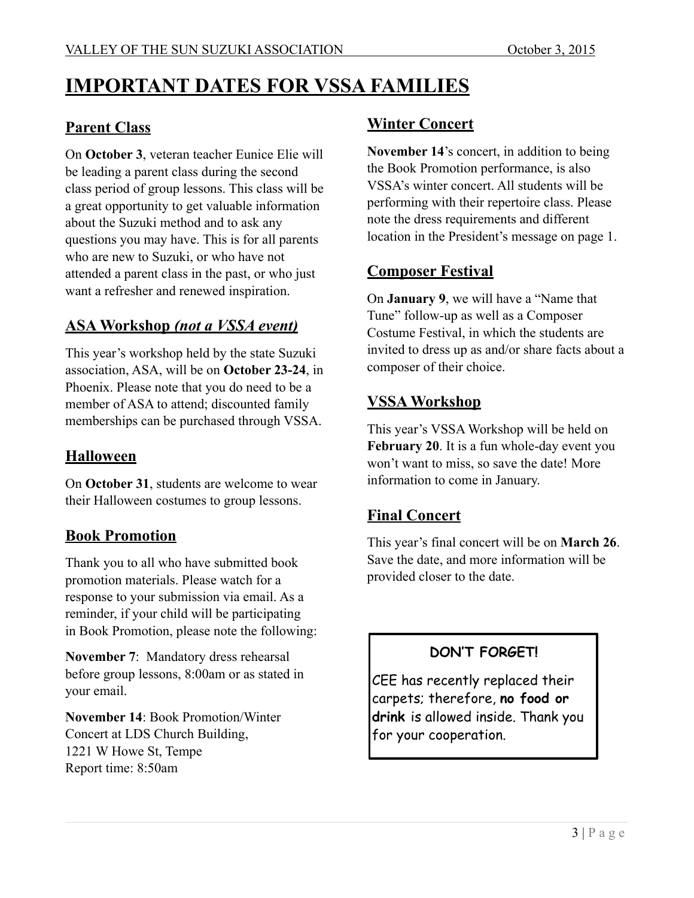# IMPORTANT DATES FOR VSSA FAMILIES

## Parent Class

On **October 3**, veteran teacher Eunice Elie will be leading a parent class during the second class period of group lessons. This class will be a great opportunity to get valuable information about the Suzuki method and to ask any questions you may have. This is for all parents who are new to Suzuki, or who have not attended a parent class in the past, or who just want a refresher and renewed inspiration.

## ASA Workshop *(not a VSSA event)*

This year's workshop held by the state Suzuki association, ASA, will be on **October 23-24**, in Phoenix. Please note that you do need to be a member of ASA to attend; discounted family memberships can be purchased through VSSA.

## Halloween

On **October 31**, students are welcome to wear their Halloween costumes to group lessons.

## Book Promotion

Thank you to all who have submitted book promotion materials. Please watch for a response to your submission via email. As a reminder, if your child will be participating in Book Promotion, please note the following:

**November 7**: Mandatory dress rehearsal before group lessons, 8:00am or as stated in your email.

**November 14**: Book Promotion/Winter Concert at LDS Church Building,
1221 W Howe St, Tempe
Report time: 8:50am

## Winter Concert

**November 14**'s concert, in addition to being the Book Promotion performance, is also VSSA's winter concert. All students will be performing with their repertoire class. Please note the dress requirements and different location in the President's message on page 1.

## Composer Festival

On **January 9**, we will have a "Name that Tune" follow-up as well as a Composer Costume Festival, in which the students are invited to dress up as and/or share facts about a composer of their choice.

## VSSA Workshop

This year's VSSA Workshop will be held on **February 20**. It is a fun whole-day event you won't want to miss, so save the date! More information to come in January.

## Final Concert

This year's final concert will be on **March 26**. Save the date, and more information will be provided closer to the date.

**DON'T FORGET!**

CEE has recently replaced their carpets; therefore, **no food or drink** is allowed inside. Thank you for your cooperation.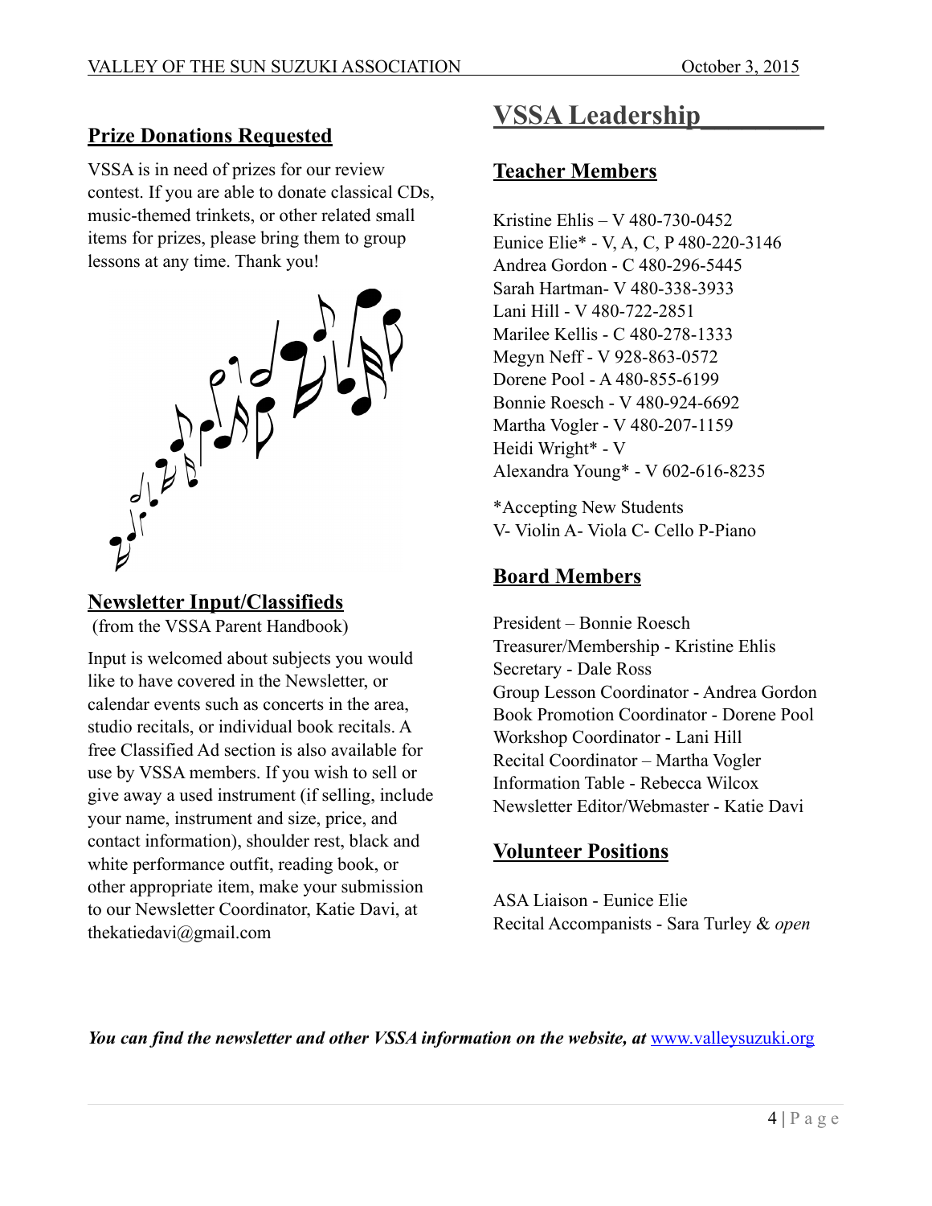## Prize Donations Requested

VSSA is in need of prizes for our review contest. If you are able to donate classical CDs, music-themed trinkets, or other related small items for prizes, please bring them to group lessons at any time. Thank you!

## Newsletter Input/Classifieds

(from the VSSA Parent Handbook)

Input is welcomed about subjects you would like to have covered in the Newsletter, or calendar events such as concerts in the area, studio recitals, or individual book recitals. A free Classified Ad section is also available for use by VSSA members. If you wish to sell or give away a used instrument (if selling, include your name, instrument and size, price, and contact information), shoulder rest, black and white performance outfit, reading book, or other appropriate item, make your submission to our Newsletter Coordinator, Katie Davi, at thekatiedavi@gmail.com

# VSSA Leadership

## Teacher Members

Kristine Ehlis – V 480-730-0452
Eunice Elie* - V, A, C, P 480-220-3146
Andrea Gordon - C 480-296-5445
Sarah Hartman- V 480-338-3933
Lani Hill - V 480-722-2851
Marilee Kellis - C 480-278-1333
Megyn Neff - V 928-863-0572
Dorene Pool - A 480-855-6199
Bonnie Roesch - V 480-924-6692
Martha Vogler - V 480-207-1159
Heidi Wright* - V
Alexandra Young* - V 602-616-8235

*Accepting New Students
V- Violin A- Viola C- Cello P-Piano

## Board Members

President – Bonnie Roesch
Treasurer/Membership - Kristine Ehlis
Secretary - Dale Ross
Group Lesson Coordinator - Andrea Gordon
Book Promotion Coordinator - Dorene Pool
Workshop Coordinator - Lani Hill
Recital Coordinator – Martha Vogler
Information Table - Rebecca Wilcox
Newsletter Editor/Webmaster - Katie Davi

## Volunteer Positions

ASA Liaison - Eunice Elie
Recital Accompanists - Sara Turley & *open*

***You can find the newsletter and other VSSA information on the website, at*** www.valleysuzuki.org